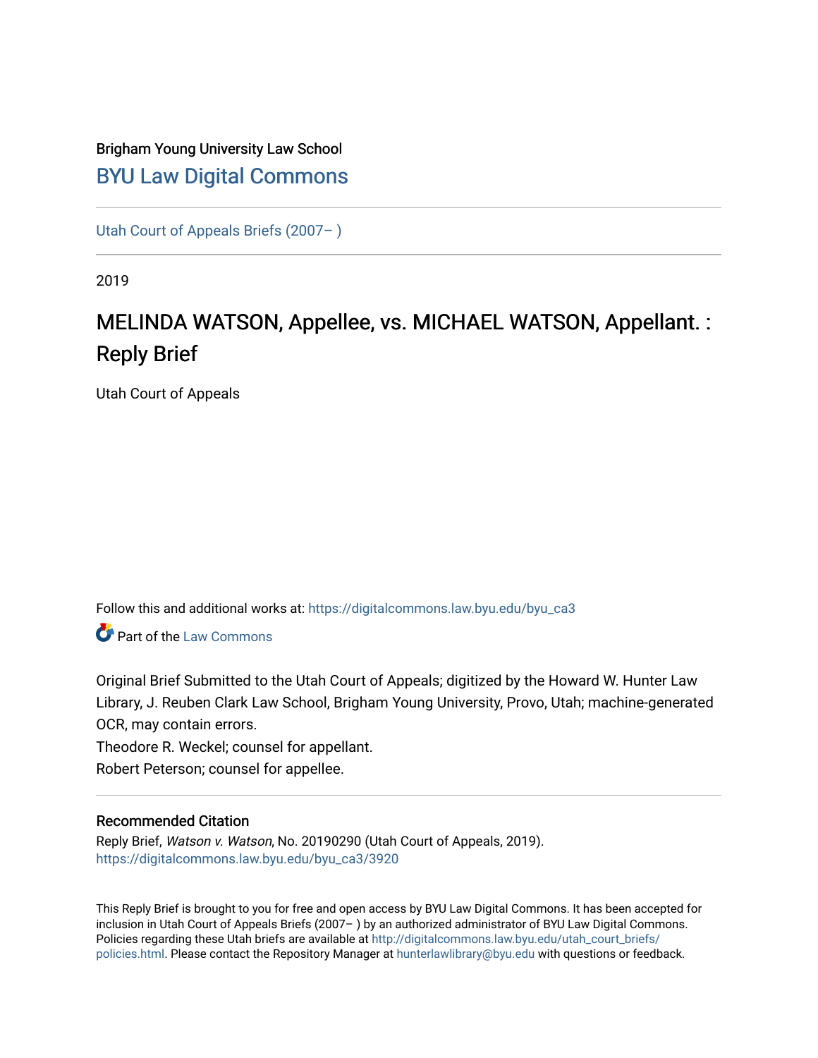Brigham Young University Law School

# BYU Law Digital Commons

Utah Court of Appeals Briefs (2007– )

2019

## MELINDA WATSON, Appellee, vs. MICHAEL WATSON, Appellant. : Reply Brief

Utah Court of Appeals

Follow this and additional works at: https://digitalcommons.law.byu.edu/byu_ca3

Part of the Law Commons

Original Brief Submitted to the Utah Court of Appeals; digitized by the Howard W. Hunter Law Library, J. Reuben Clark Law School, Brigham Young University, Provo, Utah; machine-generated OCR, may contain errors.

Theodore R. Weckel; counsel for appellant.

Robert Peterson; counsel for appellee.

### Recommended Citation

Reply Brief, *Watson v. Watson*, No. 20190290 (Utah Court of Appeals, 2019).
https://digitalcommons.law.byu.edu/byu_ca3/3920

This Reply Brief is brought to you for free and open access by BYU Law Digital Commons. It has been accepted for inclusion in Utah Court of Appeals Briefs (2007– ) by an authorized administrator of BYU Law Digital Commons. Policies regarding these Utah briefs are available at http://digitalcommons.law.byu.edu/utah_court_briefs/policies.html. Please contact the Repository Manager at hunterlawlibrary@byu.edu with questions or feedback.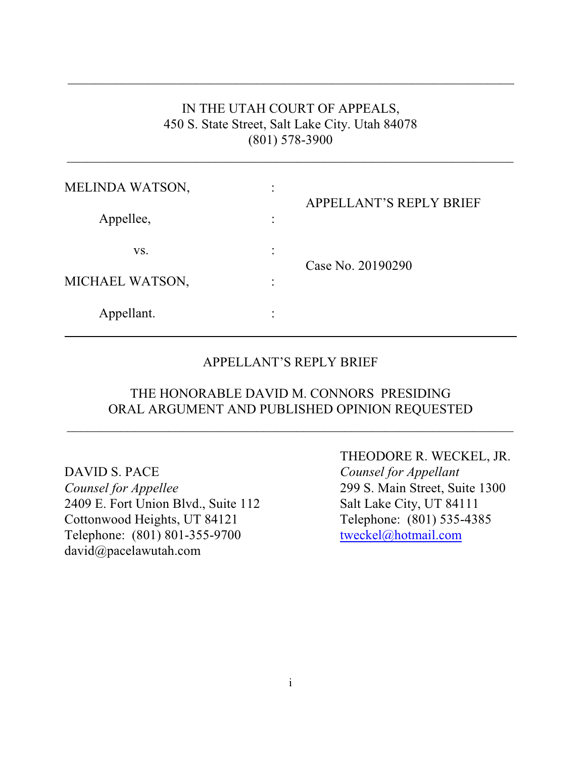IN THE UTAH COURT OF APPEALS,
450 S. State Street, Salt Lake City. Utah 84078
(801) 578-3900

---

| | | |
|---|---|---|
| MELINDA WATSON, | : | |
| Appellee, | : | APPELLANT'S REPLY BRIEF |
| vs. | : | |
| MICHAEL WATSON, | : | Case No. 20190290 |
| Appellant. | : | |

---

APPELLANT'S REPLY BRIEF

THE HONORABLE DAVID M. CONNORS PRESIDING
ORAL ARGUMENT AND PUBLISHED OPINION REQUESTED

---

DAVID S. PACE
*Counsel for Appellee*
2409 E. Fort Union Blvd., Suite 112
Cottonwood Heights, UT 84121
Telephone: (801) 801-355-9700
david@pacelawutah.com

THEODORE R. WECKEL, JR.
*Counsel for Appellant*
299 S. Main Street, Suite 1300
Salt Lake City, UT 84111
Telephone: (801) 535-4385
tweckel@hotmail.com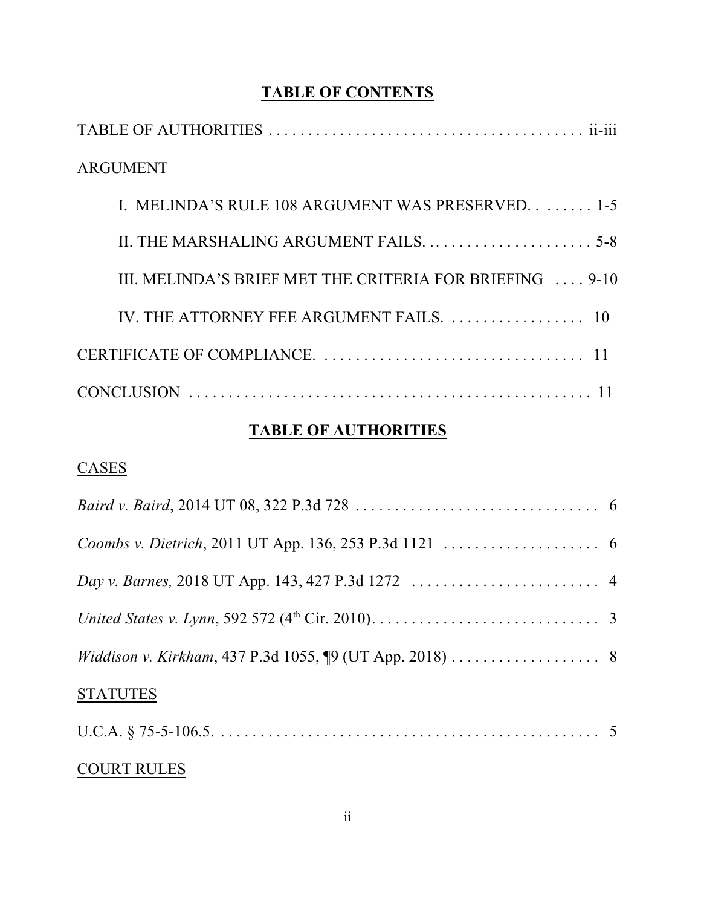# TABLE OF CONTENTS

TABLE OF AUTHORITIES . . . . . . . . . . . . . . . . . . . . . . . . . . . . . . . . . . . . . . . . ii-iii

ARGUMENT

I. MELINDA'S RULE 108 ARGUMENT WAS PRESERVED. . . . . . . . 1-5

II. THE MARSHALING ARGUMENT FAILS. . . . . . . . . . . . . . . . . . . . . . 5-8

III. MELINDA'S BRIEF MET THE CRITERIA FOR BRIEFING . . . . 9-10

IV. THE ATTORNEY FEE ARGUMENT FAILS. . . . . . . . . . . . . . . . . . 10

CERTIFICATE OF COMPLIANCE. . . . . . . . . . . . . . . . . . . . . . . . . . . . . . . . . 11

CONCLUSION . . . . . . . . . . . . . . . . . . . . . . . . . . . . . . . . . . . . . . . . . . . . . . . . . . 11

# TABLE OF AUTHORITIES

CASES

*Baird v. Baird*, 2014 UT 08, 322 P.3d 728 . . . . . . . . . . . . . . . . . . . . . . . . . . . . . . . 6

*Coombs v. Dietrich*, 2011 UT App. 136, 253 P.3d 1121 . . . . . . . . . . . . . . . . . . . . 6

*Day v. Barnes,* 2018 UT App. 143, 427 P.3d 1272 . . . . . . . . . . . . . . . . . . . . . . . . 4

*United States v. Lynn*, 592 572 (4th Cir. 2010). . . . . . . . . . . . . . . . . . . . . . . . . . . . . 3

*Widdison v. Kirkham*, 437 P.3d 1055, ¶9 (UT App. 2018) . . . . . . . . . . . . . . . . . . . 8

STATUTES

U.C.A. § 75-5-106.5. . . . . . . . . . . . . . . . . . . . . . . . . . . . . . . . . . . . . . . . . . . . . . . . . 5

COURT RULES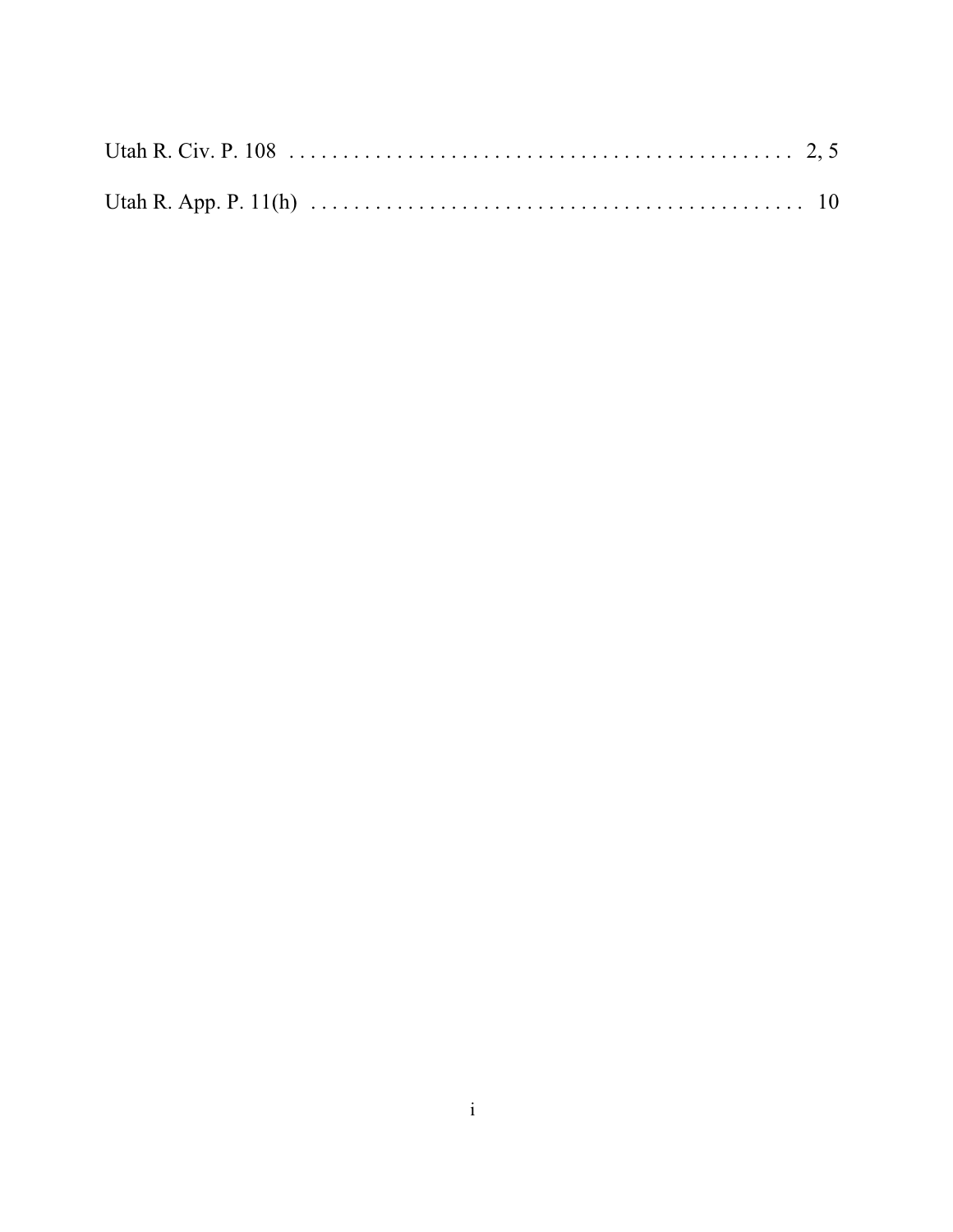Utah R. Civ. P. 108 . . . . . . . . . . . . . . . . . . . . . . . . . . . . . . . . . . . . . . . . . . . . . . . . 2, 5

Utah R. App. P. 11(h) . . . . . . . . . . . . . . . . . . . . . . . . . . . . . . . . . . . . . . . . . . . . . . . . 10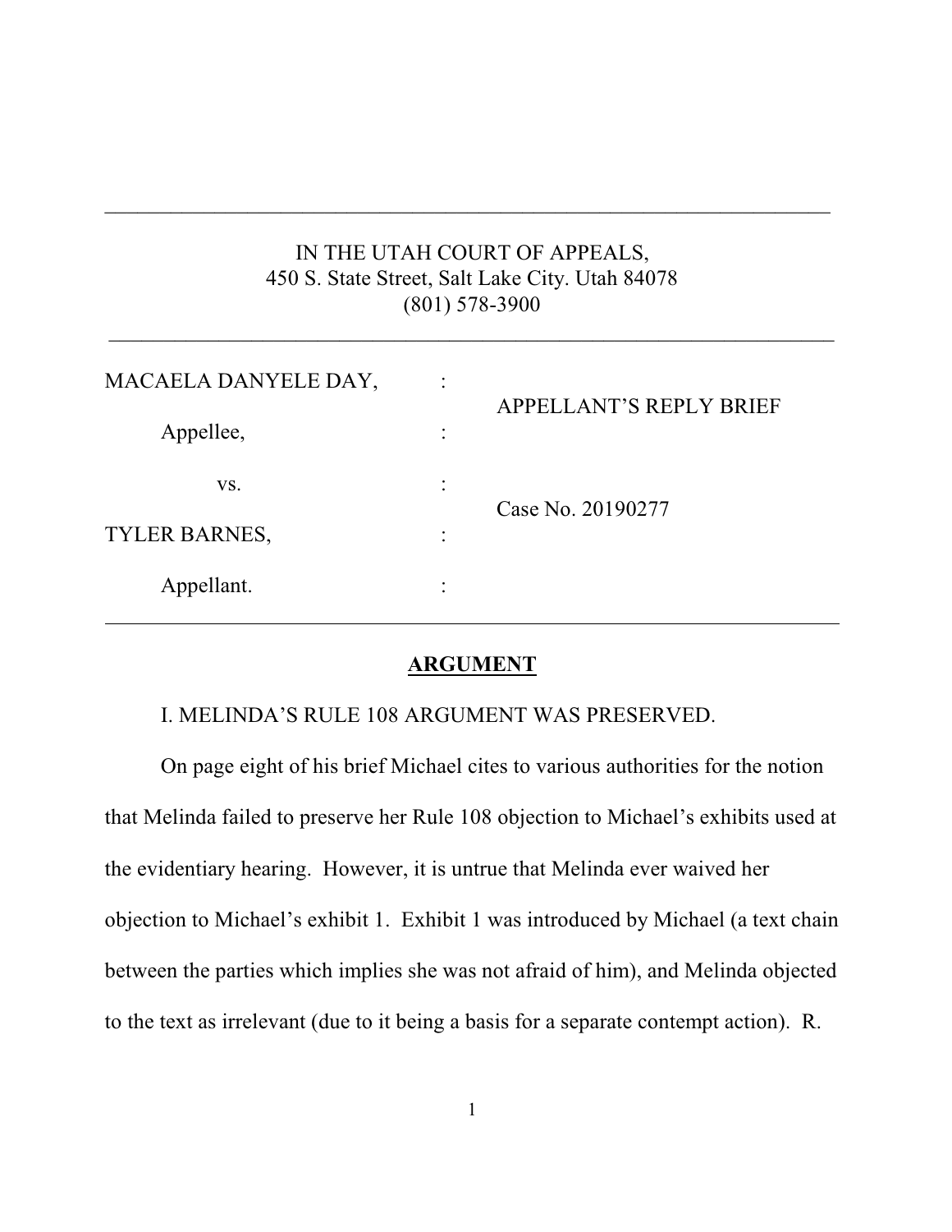IN THE UTAH COURT OF APPEALS,
450 S. State Street, Salt Lake City. Utah 84078
(801) 578-3900

| | | |
|---|---|---|
| MACAELA DANYELE DAY, | : | APPELLANT'S REPLY BRIEF |
| Appellee, | : | |
| vs. | : | Case No. 20190277 |
| TYLER BARNES, | : | |
| Appellant. | : | |

## ARGUMENT

I. MELINDA'S RULE 108 ARGUMENT WAS PRESERVED.

On page eight of his brief Michael cites to various authorities for the notion that Melinda failed to preserve her Rule 108 objection to Michael's exhibits used at the evidentiary hearing. However, it is untrue that Melinda ever waived her objection to Michael's exhibit 1. Exhibit 1 was introduced by Michael (a text chain between the parties which implies she was not afraid of him), and Melinda objected to the text as irrelevant (due to it being a basis for a separate contempt action). R.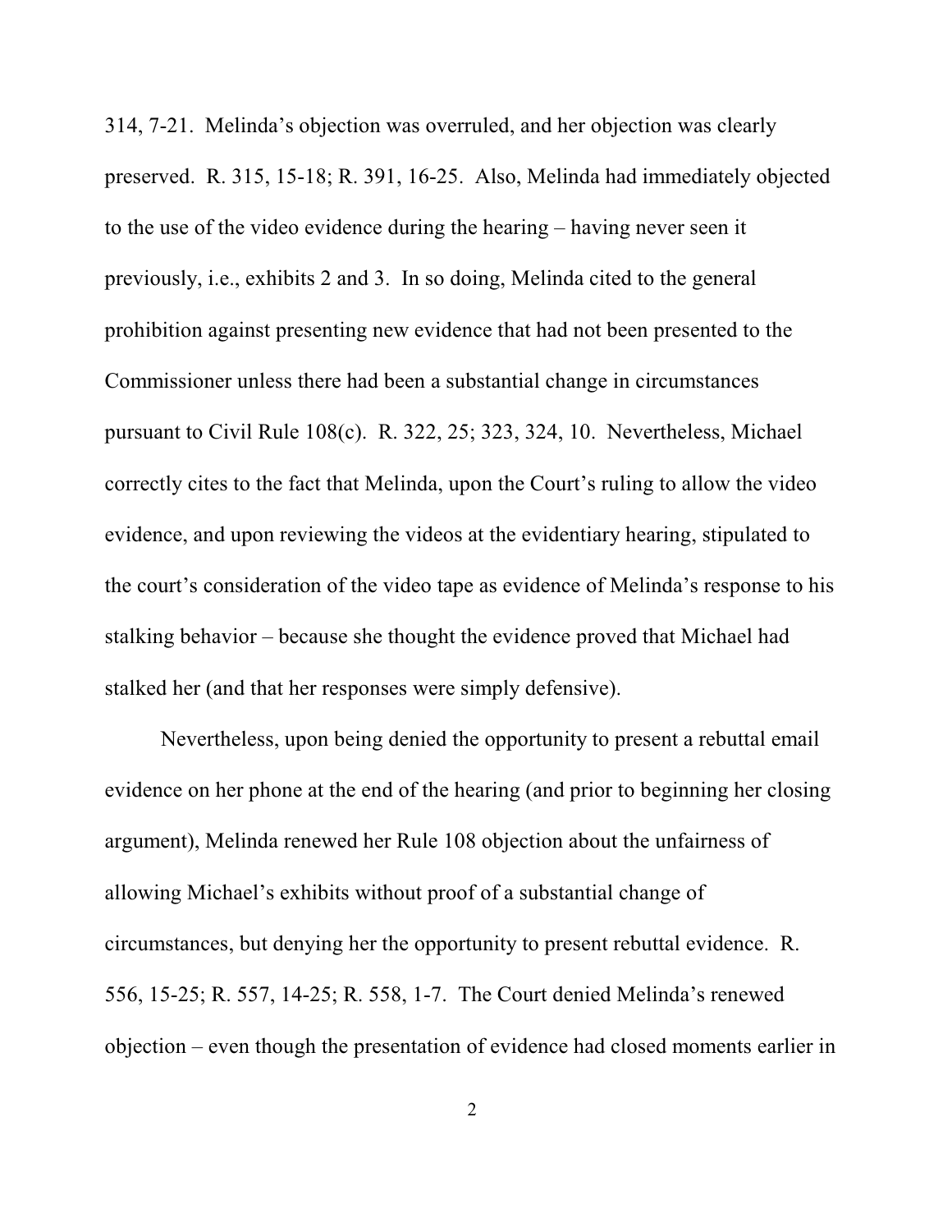314, 7-21. Melinda's objection was overruled, and her objection was clearly preserved. R. 315, 15-18; R. 391, 16-25. Also, Melinda had immediately objected to the use of the video evidence during the hearing – having never seen it previously, i.e., exhibits 2 and 3. In so doing, Melinda cited to the general prohibition against presenting new evidence that had not been presented to the Commissioner unless there had been a substantial change in circumstances pursuant to Civil Rule 108(c). R. 322, 25; 323, 324, 10. Nevertheless, Michael correctly cites to the fact that Melinda, upon the Court's ruling to allow the video evidence, and upon reviewing the videos at the evidentiary hearing, stipulated to the court's consideration of the video tape as evidence of Melinda's response to his stalking behavior – because she thought the evidence proved that Michael had stalked her (and that her responses were simply defensive).

Nevertheless, upon being denied the opportunity to present a rebuttal email evidence on her phone at the end of the hearing (and prior to beginning her closing argument), Melinda renewed her Rule 108 objection about the unfairness of allowing Michael's exhibits without proof of a substantial change of circumstances, but denying her the opportunity to present rebuttal evidence. R. 556, 15-25; R. 557, 14-25; R. 558, 1-7. The Court denied Melinda's renewed objection – even though the presentation of evidence had closed moments earlier in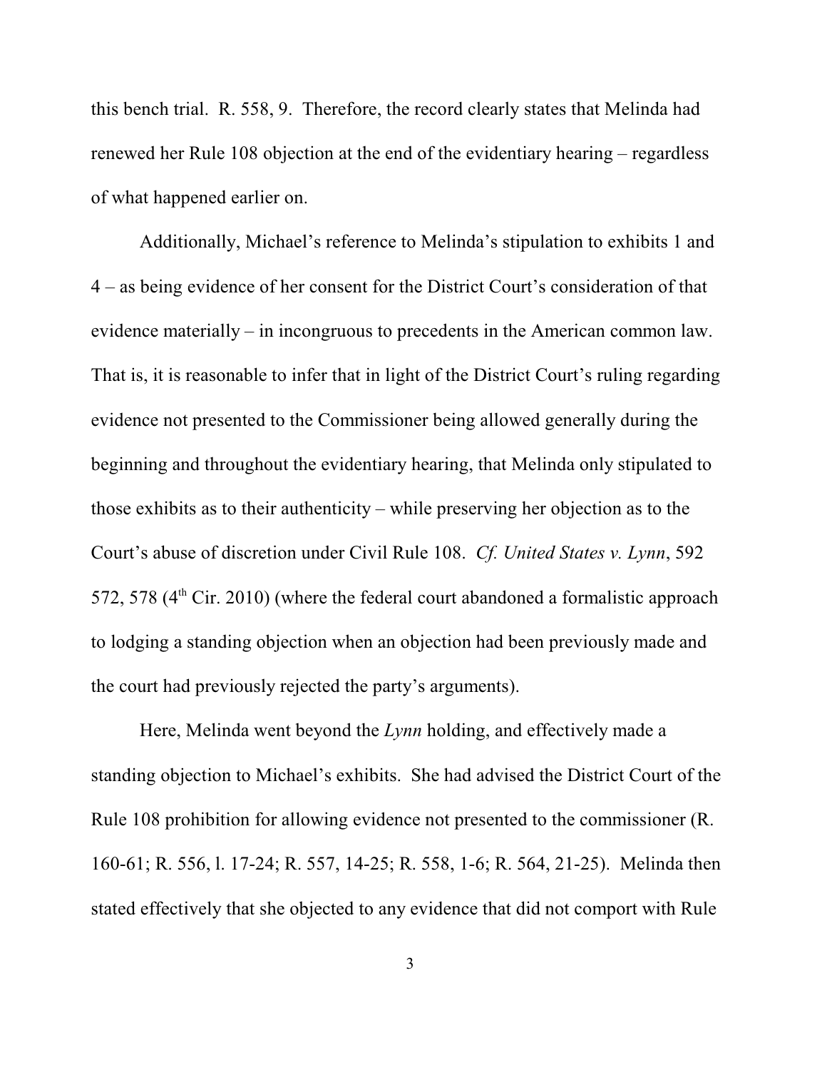this bench trial. R. 558, 9. Therefore, the record clearly states that Melinda had renewed her Rule 108 objection at the end of the evidentiary hearing – regardless of what happened earlier on.

Additionally, Michael's reference to Melinda's stipulation to exhibits 1 and 4 – as being evidence of her consent for the District Court's consideration of that evidence materially – in incongruous to precedents in the American common law. That is, it is reasonable to infer that in light of the District Court's ruling regarding evidence not presented to the Commissioner being allowed generally during the beginning and throughout the evidentiary hearing, that Melinda only stipulated to those exhibits as to their authenticity – while preserving her objection as to the Court's abuse of discretion under Civil Rule 108. *Cf. United States v. Lynn*, 592 572, 578 (4th Cir. 2010) (where the federal court abandoned a formalistic approach to lodging a standing objection when an objection had been previously made and the court had previously rejected the party's arguments).

Here, Melinda went beyond the *Lynn* holding, and effectively made a standing objection to Michael's exhibits. She had advised the District Court of the Rule 108 prohibition for allowing evidence not presented to the commissioner (R. 160-61; R. 556, l. 17-24; R. 557, 14-25; R. 558, 1-6; R. 564, 21-25). Melinda then stated effectively that she objected to any evidence that did not comport with Rule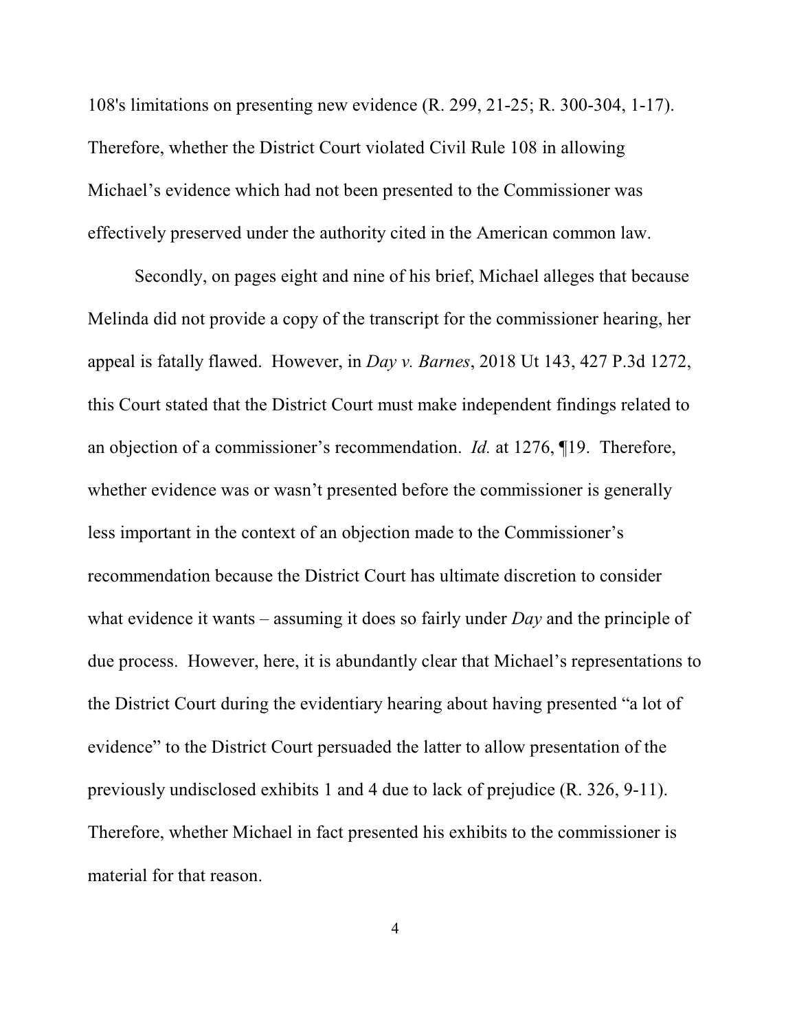108's limitations on presenting new evidence (R. 299, 21-25; R. 300-304, 1-17). Therefore, whether the District Court violated Civil Rule 108 in allowing Michael's evidence which had not been presented to the Commissioner was effectively preserved under the authority cited in the American common law.

Secondly, on pages eight and nine of his brief, Michael alleges that because Melinda did not provide a copy of the transcript for the commissioner hearing, her appeal is fatally flawed. However, in *Day v. Barnes*, 2018 Ut 143, 427 P.3d 1272, this Court stated that the District Court must make independent findings related to an objection of a commissioner's recommendation. *Id.* at 1276, ¶19. Therefore, whether evidence was or wasn't presented before the commissioner is generally less important in the context of an objection made to the Commissioner's recommendation because the District Court has ultimate discretion to consider what evidence it wants – assuming it does so fairly under *Day* and the principle of due process. However, here, it is abundantly clear that Michael's representations to the District Court during the evidentiary hearing about having presented "a lot of evidence" to the District Court persuaded the latter to allow presentation of the previously undisclosed exhibits 1 and 4 due to lack of prejudice (R. 326, 9-11). Therefore, whether Michael in fact presented his exhibits to the commissioner is material for that reason.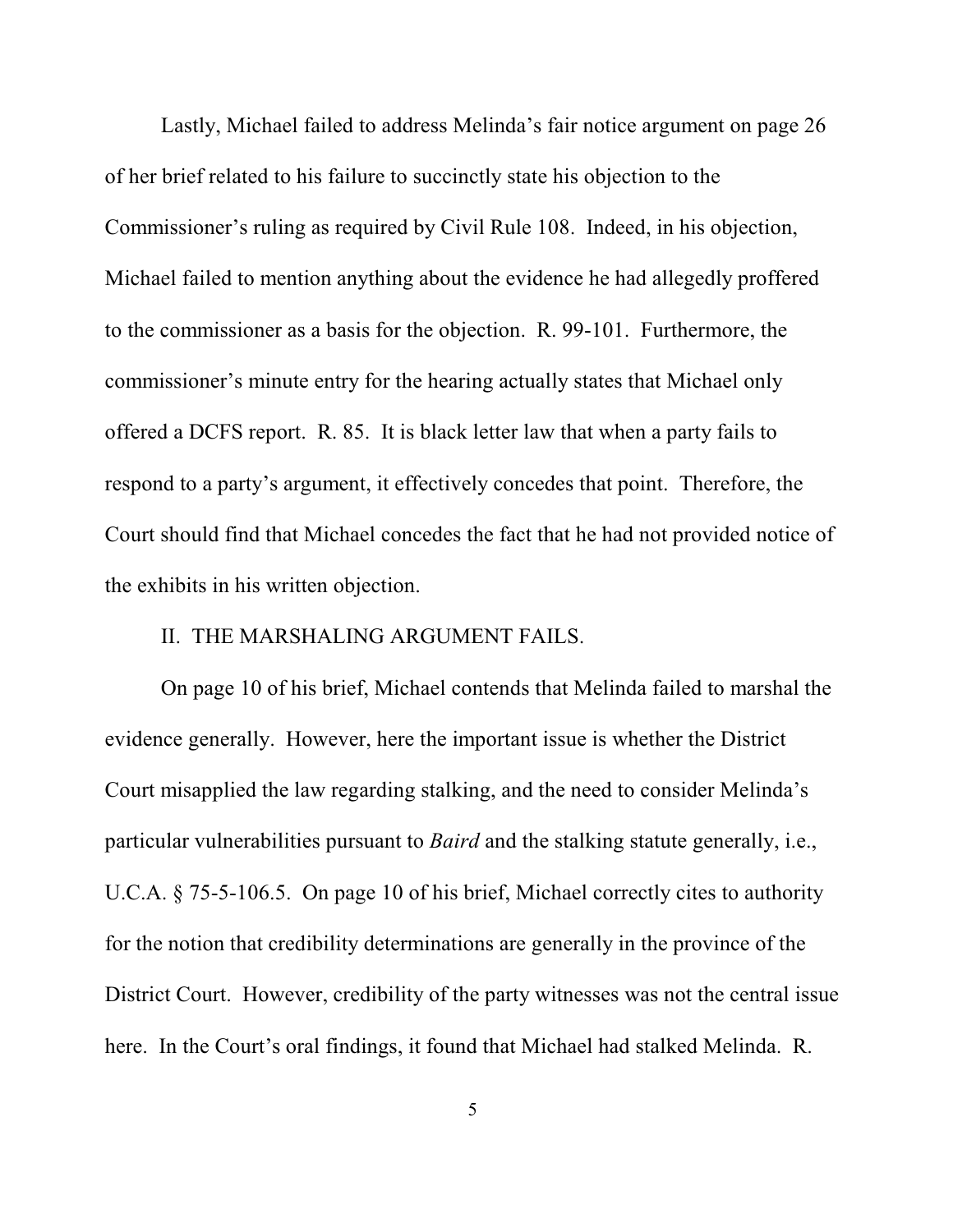Lastly, Michael failed to address Melinda's fair notice argument on page 26 of her brief related to his failure to succinctly state his objection to the Commissioner's ruling as required by Civil Rule 108. Indeed, in his objection, Michael failed to mention anything about the evidence he had allegedly proffered to the commissioner as a basis for the objection. R. 99-101. Furthermore, the commissioner's minute entry for the hearing actually states that Michael only offered a DCFS report. R. 85. It is black letter law that when a party fails to respond to a party's argument, it effectively concedes that point. Therefore, the Court should find that Michael concedes the fact that he had not provided notice of the exhibits in his written objection.

## II. THE MARSHALING ARGUMENT FAILS.

On page 10 of his brief, Michael contends that Melinda failed to marshal the evidence generally. However, here the important issue is whether the District Court misapplied the law regarding stalking, and the need to consider Melinda's particular vulnerabilities pursuant to *Baird* and the stalking statute generally, i.e., U.C.A. § 75-5-106.5. On page 10 of his brief, Michael correctly cites to authority for the notion that credibility determinations are generally in the province of the District Court. However, credibility of the party witnesses was not the central issue here. In the Court's oral findings, it found that Michael had stalked Melinda. R.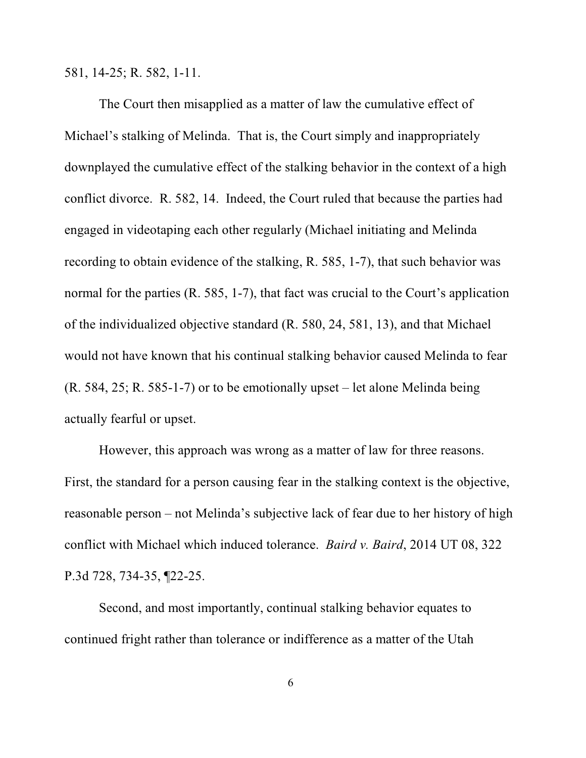581, 14-25; R. 582, 1-11.

The Court then misapplied as a matter of law the cumulative effect of Michael's stalking of Melinda. That is, the Court simply and inappropriately downplayed the cumulative effect of the stalking behavior in the context of a high conflict divorce. R. 582, 14. Indeed, the Court ruled that because the parties had engaged in videotaping each other regularly (Michael initiating and Melinda recording to obtain evidence of the stalking, R. 585, 1-7), that such behavior was normal for the parties (R. 585, 1-7), that fact was crucial to the Court's application of the individualized objective standard (R. 580, 24, 581, 13), and that Michael would not have known that his continual stalking behavior caused Melinda to fear (R. 584, 25; R. 585-1-7) or to be emotionally upset – let alone Melinda being actually fearful or upset.

However, this approach was wrong as a matter of law for three reasons. First, the standard for a person causing fear in the stalking context is the objective, reasonable person – not Melinda's subjective lack of fear due to her history of high conflict with Michael which induced tolerance. *Baird v. Baird*, 2014 UT 08, 322 P.3d 728, 734-35, ¶22-25.

Second, and most importantly, continual stalking behavior equates to continued fright rather than tolerance or indifference as a matter of the Utah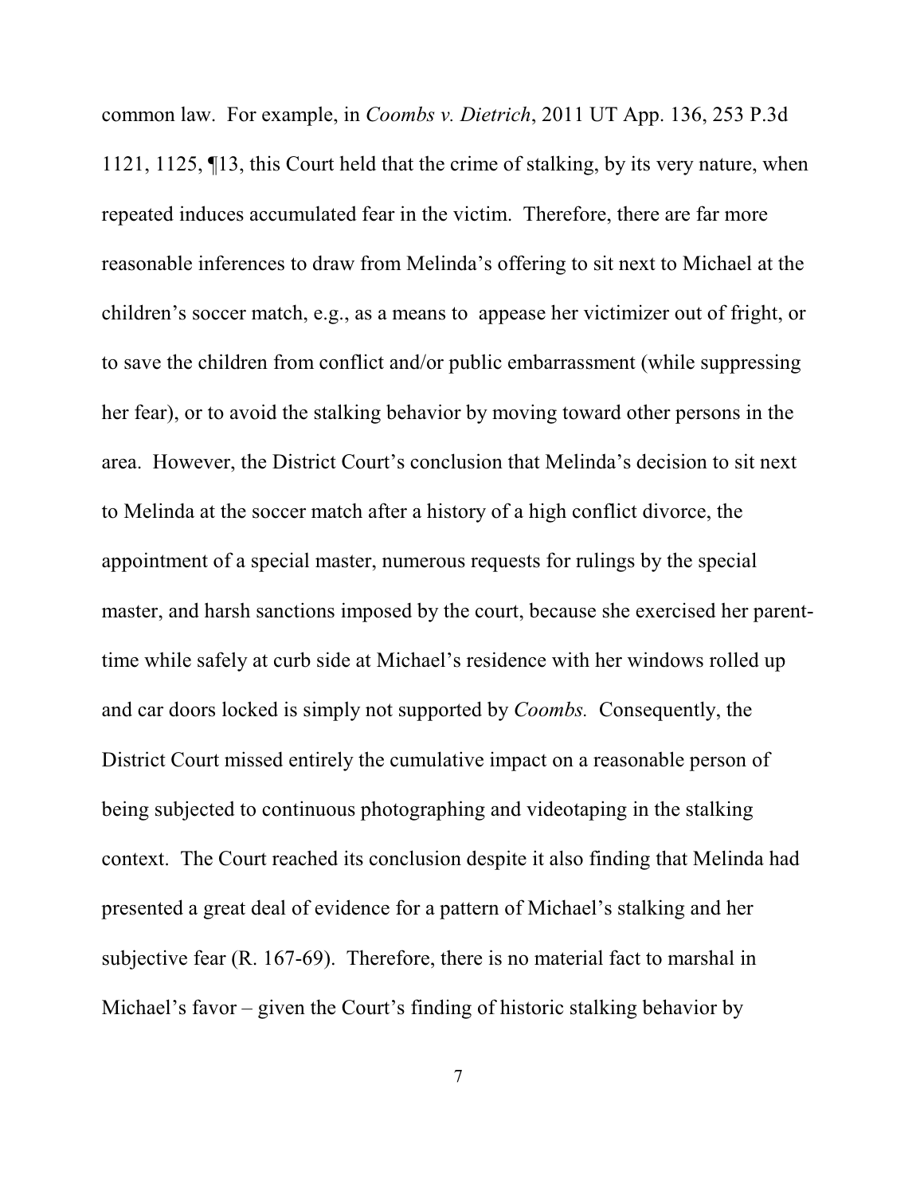common law. For example, in *Coombs v. Dietrich*, 2011 UT App. 136, 253 P.3d 1121, 1125, ¶13, this Court held that the crime of stalking, by its very nature, when repeated induces accumulated fear in the victim. Therefore, there are far more reasonable inferences to draw from Melinda's offering to sit next to Michael at the children's soccer match, e.g., as a means to appease her victimizer out of fright, or to save the children from conflict and/or public embarrassment (while suppressing her fear), or to avoid the stalking behavior by moving toward other persons in the area. However, the District Court's conclusion that Melinda's decision to sit next to Melinda at the soccer match after a history of a high conflict divorce, the appointment of a special master, numerous requests for rulings by the special master, and harsh sanctions imposed by the court, because she exercised her parent-time while safely at curb side at Michael's residence with her windows rolled up and car doors locked is simply not supported by *Coombs.* Consequently, the District Court missed entirely the cumulative impact on a reasonable person of being subjected to continuous photographing and videotaping in the stalking context. The Court reached its conclusion despite it also finding that Melinda had presented a great deal of evidence for a pattern of Michael's stalking and her subjective fear (R. 167-69). Therefore, there is no material fact to marshal in Michael's favor – given the Court's finding of historic stalking behavior by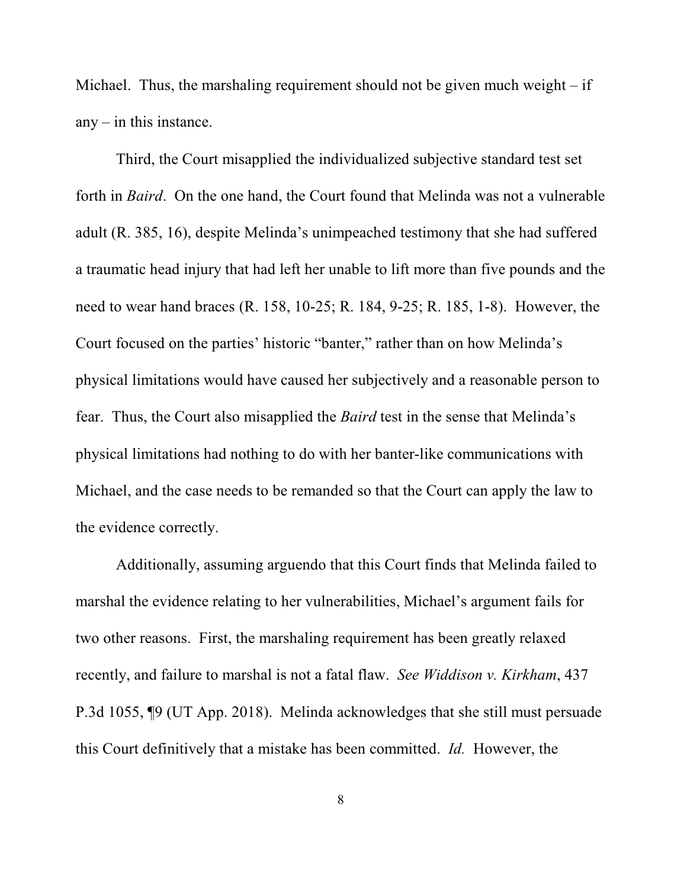Michael. Thus, the marshaling requirement should not be given much weight – if any – in this instance.

Third, the Court misapplied the individualized subjective standard test set forth in *Baird*. On the one hand, the Court found that Melinda was not a vulnerable adult (R. 385, 16), despite Melinda's unimpeached testimony that she had suffered a traumatic head injury that had left her unable to lift more than five pounds and the need to wear hand braces (R. 158, 10-25; R. 184, 9-25; R. 185, 1-8). However, the Court focused on the parties' historic "banter," rather than on how Melinda's physical limitations would have caused her subjectively and a reasonable person to fear. Thus, the Court also misapplied the *Baird* test in the sense that Melinda's physical limitations had nothing to do with her banter-like communications with Michael, and the case needs to be remanded so that the Court can apply the law to the evidence correctly.

Additionally, assuming arguendo that this Court finds that Melinda failed to marshal the evidence relating to her vulnerabilities, Michael's argument fails for two other reasons. First, the marshaling requirement has been greatly relaxed recently, and failure to marshal is not a fatal flaw. *See Widdison v. Kirkham*, 437 P.3d 1055, ¶9 (UT App. 2018). Melinda acknowledges that she still must persuade this Court definitively that a mistake has been committed. *Id.* However, the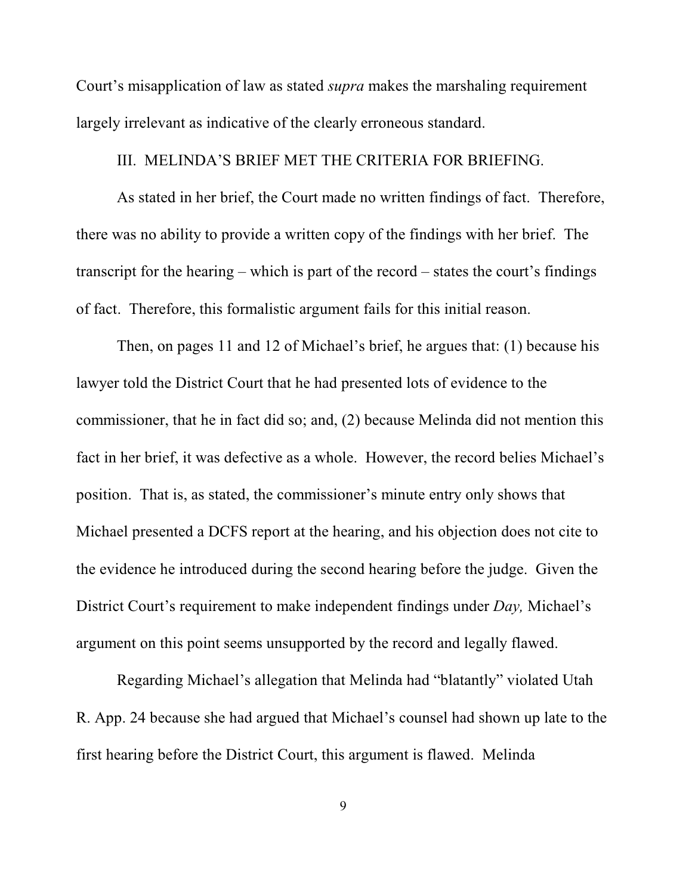Court's misapplication of law as stated *supra* makes the marshaling requirement largely irrelevant as indicative of the clearly erroneous standard.

## III. MELINDA'S BRIEF MET THE CRITERIA FOR BRIEFING.

As stated in her brief, the Court made no written findings of fact. Therefore, there was no ability to provide a written copy of the findings with her brief. The transcript for the hearing – which is part of the record – states the court's findings of fact. Therefore, this formalistic argument fails for this initial reason.

Then, on pages 11 and 12 of Michael's brief, he argues that: (1) because his lawyer told the District Court that he had presented lots of evidence to the commissioner, that he in fact did so; and, (2) because Melinda did not mention this fact in her brief, it was defective as a whole. However, the record belies Michael's position. That is, as stated, the commissioner's minute entry only shows that Michael presented a DCFS report at the hearing, and his objection does not cite to the evidence he introduced during the second hearing before the judge. Given the District Court's requirement to make independent findings under *Day,* Michael's argument on this point seems unsupported by the record and legally flawed.

Regarding Michael's allegation that Melinda had "blatantly" violated Utah R. App. 24 because she had argued that Michael's counsel had shown up late to the first hearing before the District Court, this argument is flawed. Melinda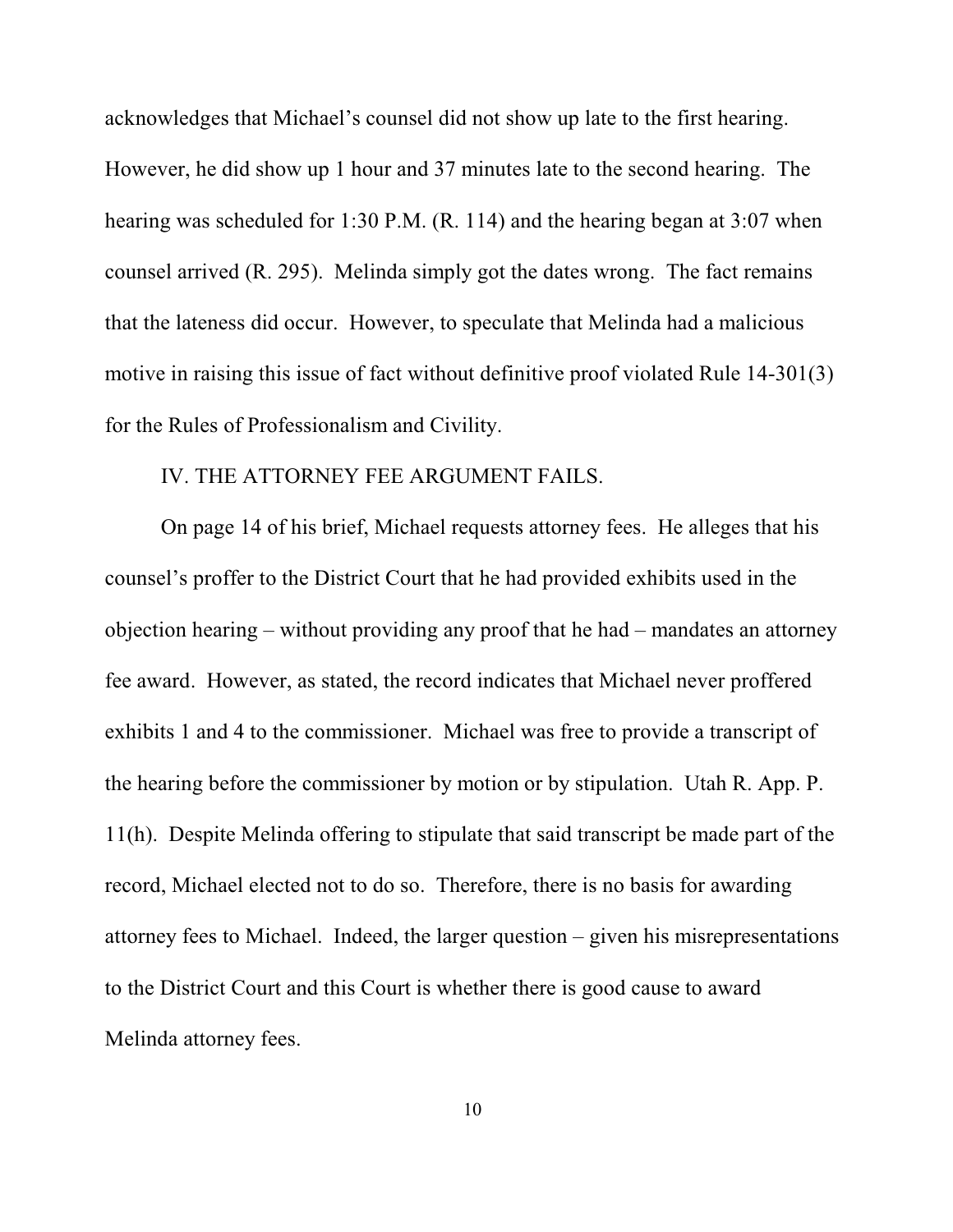acknowledges that Michael's counsel did not show up late to the first hearing. However, he did show up 1 hour and 37 minutes late to the second hearing. The hearing was scheduled for 1:30 P.M. (R. 114) and the hearing began at 3:07 when counsel arrived (R. 295). Melinda simply got the dates wrong. The fact remains that the lateness did occur. However, to speculate that Melinda had a malicious motive in raising this issue of fact without definitive proof violated Rule 14-301(3) for the Rules of Professionalism and Civility.

## IV. THE ATTORNEY FEE ARGUMENT FAILS.

On page 14 of his brief, Michael requests attorney fees. He alleges that his counsel's proffer to the District Court that he had provided exhibits used in the objection hearing – without providing any proof that he had – mandates an attorney fee award. However, as stated, the record indicates that Michael never proffered exhibits 1 and 4 to the commissioner. Michael was free to provide a transcript of the hearing before the commissioner by motion or by stipulation. Utah R. App. P. 11(h). Despite Melinda offering to stipulate that said transcript be made part of the record, Michael elected not to do so. Therefore, there is no basis for awarding attorney fees to Michael. Indeed, the larger question – given his misrepresentations to the District Court and this Court is whether there is good cause to award Melinda attorney fees.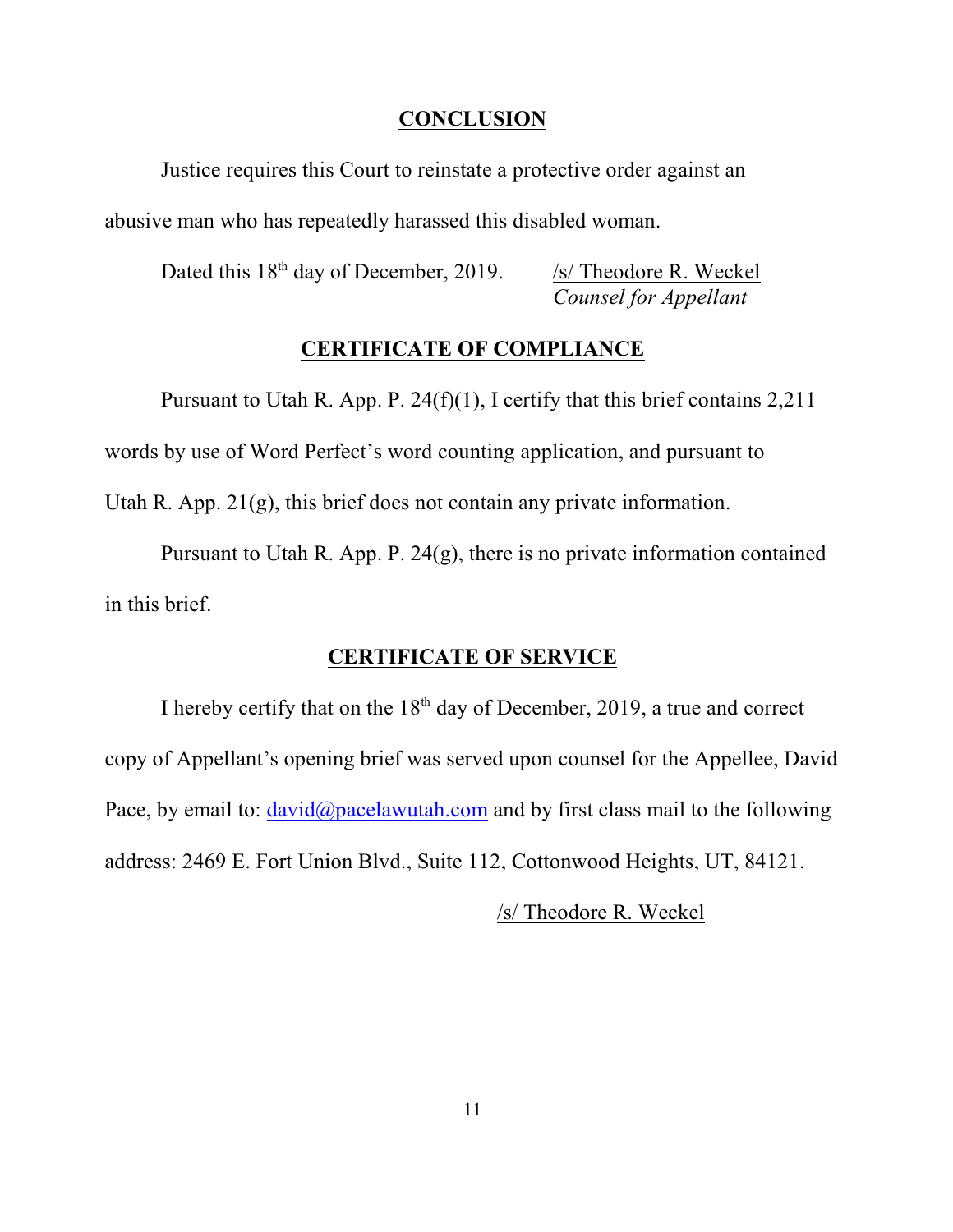## CONCLUSION

Justice requires this Court to reinstate a protective order against an abusive man who has repeatedly harassed this disabled woman.

Dated this 18th day of December, 2019. /s/ Theodore R. Weckel
*Counsel for Appellant*

## CERTIFICATE OF COMPLIANCE

Pursuant to Utah R. App. P. 24(f)(1), I certify that this brief contains 2,211 words by use of Word Perfect's word counting application, and pursuant to Utah R. App. 21(g), this brief does not contain any private information.

Pursuant to Utah R. App. P. 24(g), there is no private information contained in this brief.

## CERTIFICATE OF SERVICE

I hereby certify that on the 18th day of December, 2019, a true and correct copy of Appellant's opening brief was served upon counsel for the Appellee, David Pace, by email to: david@pacelawutah.com and by first class mail to the following address: 2469 E. Fort Union Blvd., Suite 112, Cottonwood Heights, UT, 84121.

/s/ Theodore R. Weckel